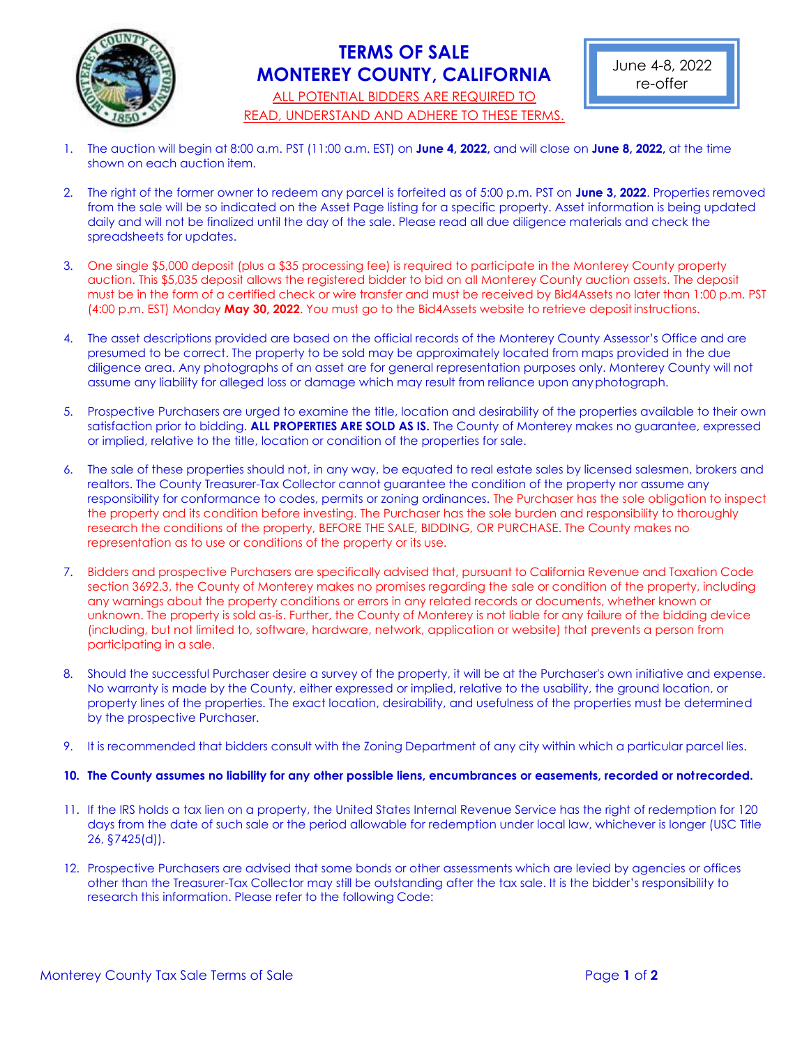# TERMS OF SALE
# MONTEREY COUNTY, CALIFORNIA

ALL POTENTIAL BIDDERS ARE REQUIRED TO READ, UNDERSTAND AND ADHERE TO THESE TERMS.

June 4-8, 2022
re-offer

1. The auction will begin at 8:00 a.m. PST (11:00 a.m. EST) on **June 4, 2022,** and will close on **June 8, 2022,** at the time shown on each auction item.

2. The right of the former owner to redeem any parcel is forfeited as of 5:00 p.m. PST on **June 3, 2022**. Properties removed from the sale will be so indicated on the Asset Page listing for a specific property. Asset information is being updated daily and will not be finalized until the day of the sale. Please read all due diligence materials and check the spreadsheets for updates.

3. One single $5,000 deposit (plus a $35 processing fee) is required to participate in the Monterey County property auction. This $5,035 deposit allows the registered bidder to bid on all Monterey County auction assets. The deposit must be in the form of a certified check or wire transfer and must be received by Bid4Assets no later than 1:00 p.m. PST (4:00 p.m. EST) Monday **May 30, 2022**. You must go to the Bid4Assets website to retrieve deposit instructions.

4. The asset descriptions provided are based on the official records of the Monterey County Assessor's Office and are presumed to be correct. The property to be sold may be approximately located from maps provided in the due diligence area. Any photographs of an asset are for general representation purposes only. Monterey County will not assume any liability for alleged loss or damage which may result from reliance upon any photograph.

5. Prospective Purchasers are urged to examine the title, location and desirability of the properties available to their own satisfaction prior to bidding. **ALL PROPERTIES ARE SOLD AS IS.** The County of Monterey makes no guarantee, expressed or implied, relative to the title, location or condition of the properties for sale.

6. The sale of these properties should not, in any way, be equated to real estate sales by licensed salesmen, brokers and realtors. The County Treasurer-Tax Collector cannot guarantee the condition of the property nor assume any responsibility for conformance to codes, permits or zoning ordinances. The Purchaser has the sole obligation to inspect the property and its condition before investing. The Purchaser has the sole burden and responsibility to thoroughly research the conditions of the property, BEFORE THE SALE, BIDDING, OR PURCHASE. The County makes no representation as to use or conditions of the property or its use.

7. Bidders and prospective Purchasers are specifically advised that, pursuant to California Revenue and Taxation Code section 3692.3, the County of Monterey makes no promises regarding the sale or condition of the property, including any warnings about the property conditions or errors in any related records or documents, whether known or unknown. The property is sold as-is. Further, the County of Monterey is not liable for any failure of the bidding device (including, but not limited to, software, hardware, network, application or website) that prevents a person from participating in a sale.

8. Should the successful Purchaser desire a survey of the property, it will be at the Purchaser's own initiative and expense. No warranty is made by the County, either expressed or implied, relative to the usability, the ground location, or property lines of the properties. The exact location, desirability, and usefulness of the properties must be determined by the prospective Purchaser.

9. It is recommended that bidders consult with the Zoning Department of any city within which a particular parcel lies.

10. **The County assumes no liability for any other possible liens, encumbrances or easements, recorded or notrecorded.**

11. If the IRS holds a tax lien on a property, the United States Internal Revenue Service has the right of redemption for 120 days from the date of such sale or the period allowable for redemption under local law, whichever is longer (USC Title 26, §7425(d)).

12. Prospective Purchasers are advised that some bonds or other assessments which are levied by agencies or offices other than the Treasurer-Tax Collector may still be outstanding after the tax sale. It is the bidder's responsibility to research this information. Please refer to the following Code: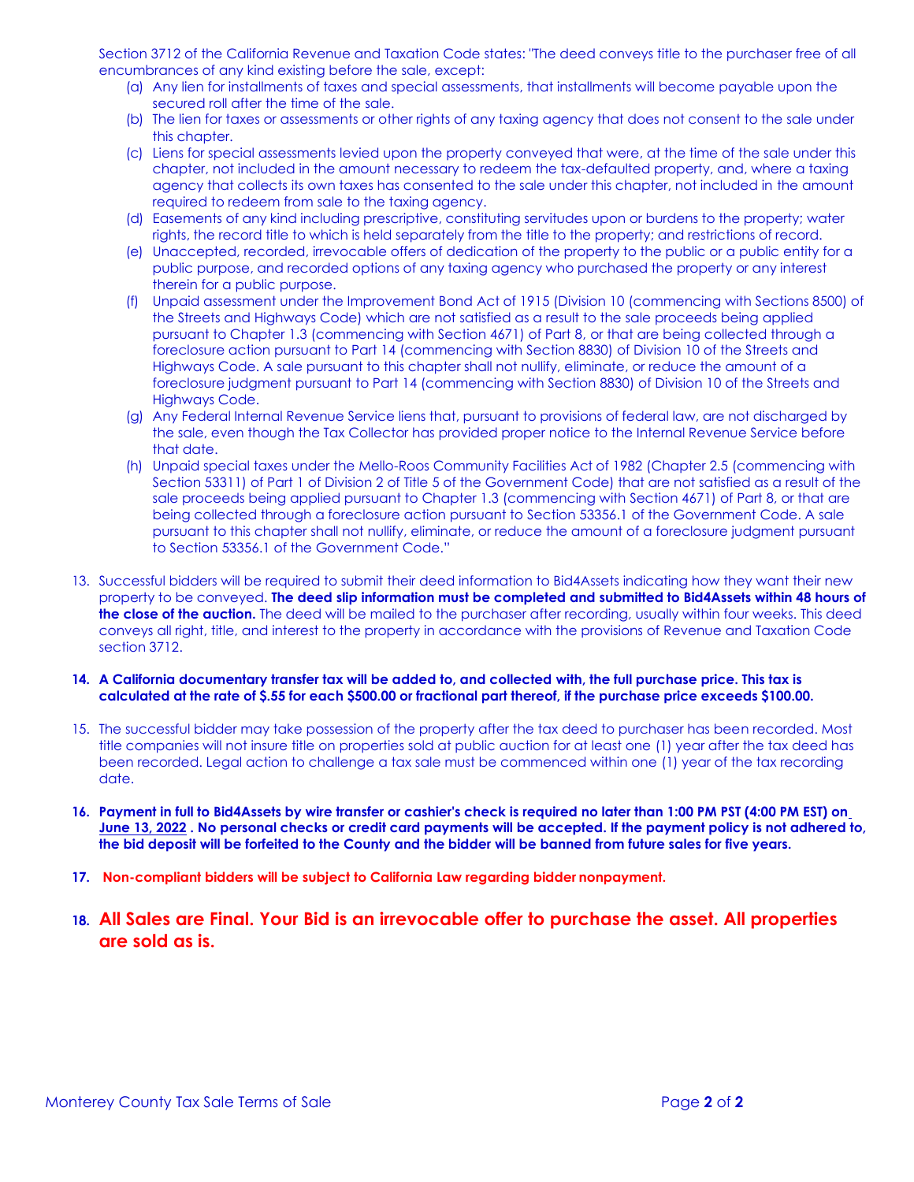Section 3712 of the California Revenue and Taxation Code states: "The deed conveys title to the purchaser free of all encumbrances of any kind existing before the sale, except:

(a) Any lien for installments of taxes and special assessments, that installments will become payable upon the secured roll after the time of the sale.
(b) The lien for taxes or assessments or other rights of any taxing agency that does not consent to the sale under this chapter.
(c) Liens for special assessments levied upon the property conveyed that were, at the time of the sale under this chapter, not included in the amount necessary to redeem the tax-defaulted property, and, where a taxing agency that collects its own taxes has consented to the sale under this chapter, not included in the amount required to redeem from sale to the taxing agency.
(d) Easements of any kind including prescriptive, constituting servitudes upon or burdens to the property; water rights, the record title to which is held separately from the title to the property; and restrictions of record.
(e) Unaccepted, recorded, irrevocable offers of dedication of the property to the public or a public entity for a public purpose, and recorded options of any taxing agency who purchased the property or any interest therein for a public purpose.
(f) Unpaid assessment under the Improvement Bond Act of 1915 (Division 10 (commencing with Sections 8500) of the Streets and Highways Code) which are not satisfied as a result to the sale proceeds being applied pursuant to Chapter 1.3 (commencing with Section 4671) of Part 8, or that are being collected through a foreclosure action pursuant to Part 14 (commencing with Section 8830) of Division 10 of the Streets and Highways Code. A sale pursuant to this chapter shall not nullify, eliminate, or reduce the amount of a foreclosure judgment pursuant to Part 14 (commencing with Section 8830) of Division 10 of the Streets and Highways Code.
(g) Any Federal Internal Revenue Service liens that, pursuant to provisions of federal law, are not discharged by the sale, even though the Tax Collector has provided proper notice to the Internal Revenue Service before that date.
(h) Unpaid special taxes under the Mello-Roos Community Facilities Act of 1982 (Chapter 2.5 (commencing with Section 53311) of Part 1 of Division 2 of Title 5 of the Government Code) that are not satisfied as a result of the sale proceeds being applied pursuant to Chapter 1.3 (commencing with Section 4671) of Part 8, or that are being collected through a foreclosure action pursuant to Section 53356.1 of the Government Code. A sale pursuant to this chapter shall not nullify, eliminate, or reduce the amount of a foreclosure judgment pursuant to Section 53356.1 of the Government Code."

13. Successful bidders will be required to submit their deed information to Bid4Assets indicating how they want their new property to be conveyed. **The deed slip information must be completed and submitted to Bid4Assets within 48 hours of the close of the auction.** The deed will be mailed to the purchaser after recording, usually within four weeks. This deed conveys all right, title, and interest to the property in accordance with the provisions of Revenue and Taxation Code section 3712.

14. **A California documentary transfer tax will be added to, and collected with, the full purchase price. This tax is calculated at the rate of $.55 for each $500.00 or fractional part thereof, if the purchase price exceeds $100.00.**

15. The successful bidder may take possession of the property after the tax deed to purchaser has been recorded. Most title companies will not insure title on properties sold at public auction for at least one (1) year after the tax deed has been recorded. Legal action to challenge a tax sale must be commenced within one (1) year of the tax recording date.

16. **Payment in full to Bid4Assets by wire transfer or cashier's check is required no later than 1:00 PM PST (4:00 PM EST) on June 13, 2022 . No personal checks or credit card payments will be accepted. If the payment policy is not adhered to, the bid deposit will be forfeited to the County and the bidder will be banned from future sales for five years.**

17. **Non-compliant bidders will be subject to California Law regarding bidder nonpayment.**

18. **All Sales are Final. Your Bid is an irrevocable offer to purchase the asset. All properties are sold as is.**